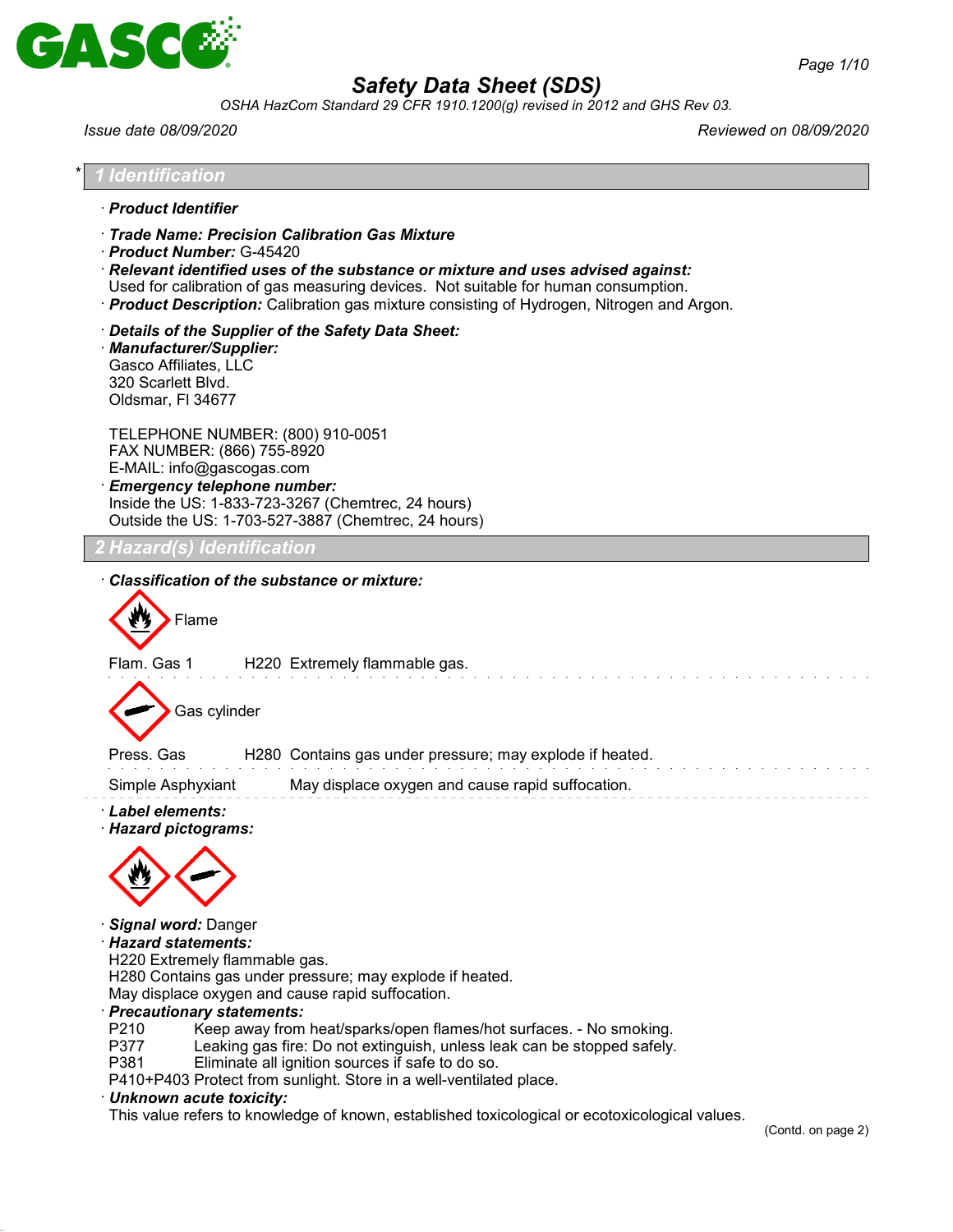# Safety Data Sheet (SDS)

*OSHA HazCom Standard 29 CFR 1910.1200(g) revised in 2012 and GHS Rev 03.*

*Issue date 08/09/2020* *Reviewed on 08/09/2020*

## * 1 Identification

· **Product Identifier**

· **Trade Name: Precision Calibration Gas Mixture**
· **Product Number:** G-45420
· **Relevant identified uses of the substance or mixture and uses advised against:**
Used for calibration of gas measuring devices. Not suitable for human consumption.
· **Product Description:** Calibration gas mixture consisting of Hydrogen, Nitrogen and Argon.

· **Details of the Supplier of the Safety Data Sheet:**
· **Manufacturer/Supplier:**
Gasco Affiliates, LLC
320 Scarlett Blvd.
Oldsmar, Fl 34677

TELEPHONE NUMBER: (800) 910-0051
FAX NUMBER: (866) 755-8920
E-MAIL: info@gascogas.com
· **Emergency telephone number:**
Inside the US: 1-833-723-3267 (Chemtrec, 24 hours)
Outside the US: 1-703-527-3887 (Chemtrec, 24 hours)

## 2 Hazard(s) Identification

· **Classification of the substance or mixture:**

Flame

Flam. Gas 1 H220 Extremely flammable gas.

Gas cylinder

Press. Gas H280 Contains gas under pressure; may explode if heated.

Simple Asphyxiant May displace oxygen and cause rapid suffocation.

· **Label elements:**
· **Hazard pictograms:**

· **Signal word:** Danger
· **Hazard statements:**
H220 Extremely flammable gas.
H280 Contains gas under pressure; may explode if heated.
May displace oxygen and cause rapid suffocation.
· **Precautionary statements:**
P210 Keep away from heat/sparks/open flames/hot surfaces. - No smoking.
P377 Leaking gas fire: Do not extinguish, unless leak can be stopped safely.
P381 Eliminate all ignition sources if safe to do so.
P410+P403 Protect from sunlight. Store in a well-ventilated place.
· **Unknown acute toxicity:**
This value refers to knowledge of known, established toxicological or ecotoxicological values.

(Contd. on page 2)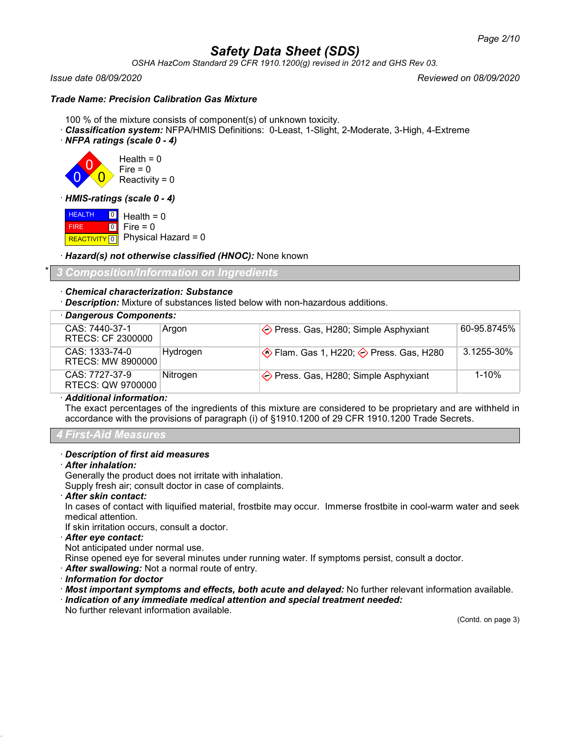## Safety Data Sheet (SDS)

*OSHA HazCom Standard 29 CFR 1910.1200(g) revised in 2012 and GHS Rev 03.*

*Issue date 08/09/2020* — *Reviewed on 08/09/2020*

**Trade Name: Precision Calibration Gas Mixture**

100 % of the mixture consists of component(s) of unknown toxicity.

· **Classification system:** NFPA/HMIS Definitions: 0-Least, 1-Slight, 2-Moderate, 3-High, 4-Extreme

· **NFPA ratings (scale 0 - 4)**

Health = 0
Fire = 0
Reactivity = 0

· **HMIS-ratings (scale 0 - 4)**

| | | |
|---|---|---|
| HEALTH | 0 | Health = 0 |
| FIRE | 0 | Fire = 0 |
| REACTIVITY | 0 | Physical Hazard = 0 |

· **Hazard(s) not otherwise classified (HNOC):** None known

## * 3 Composition/Information on Ingredients

· **Chemical characterization: Substance**

· **Description:** Mixture of substances listed below with non-hazardous additions.

· **Dangerous Components:**

| | | | |
|---|---|---|---|
| CAS: 7440-37-1<br>RTECS: CF 2300000 | Argon | Press. Gas, H280; Simple Asphyxiant | 60-95.8745% |
| CAS: 1333-74-0<br>RTECS: MW 8900000 | Hydrogen | Flam. Gas 1, H220; Press. Gas, H280 | 3.1255-30% |
| CAS: 7727-37-9<br>RTECS: QW 9700000 | Nitrogen | Press. Gas, H280; Simple Asphyxiant | 1-10% |

· **Additional information:**
The exact percentages of the ingredients of this mixture are considered to be proprietary and are withheld in accordance with the provisions of paragraph (i) of §1910.1200 of 29 CFR 1910.1200 Trade Secrets.

## 4 First-Aid Measures

· **Description of first aid measures**

· **After inhalation:**
Generally the product does not irritate with inhalation.
Supply fresh air; consult doctor in case of complaints.

· **After skin contact:**
In cases of contact with liquified material, frostbite may occur. Immerse frostbite in cool-warm water and seek medical attention.
If skin irritation occurs, consult a doctor.

· **After eye contact:**
Not anticipated under normal use.
Rinse opened eye for several minutes under running water. If symptoms persist, consult a doctor.

· **After swallowing:** Not a normal route of entry.

· **Information for doctor**

· **Most important symptoms and effects, both acute and delayed:** No further relevant information available.

· **Indication of any immediate medical attention and special treatment needed:**
No further relevant information available.

(Contd. on page 3)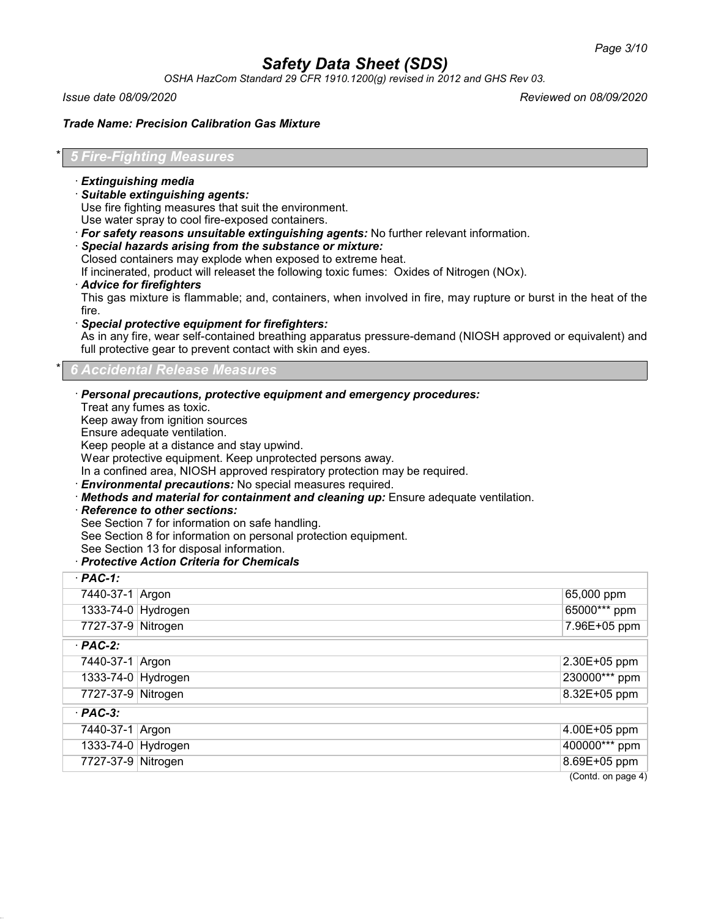## * 5 Fire-Fighting Measures

· **Extinguishing media**

· **Suitable extinguishing agents:**
Use fire fighting measures that suit the environment.
Use water spray to cool fire-exposed containers.

· **For safety reasons unsuitable extinguishing agents:** No further relevant information.

· **Special hazards arising from the substance or mixture:**
Closed containers may explode when exposed to extreme heat.
If incinerated, product will releaset the following toxic fumes: Oxides of Nitrogen (NOx).

· **Advice for firefighters**
This gas mixture is flammable; and, containers, when involved in fire, may rupture or burst in the heat of the fire.

· **Special protective equipment for firefighters:**
As in any fire, wear self-contained breathing apparatus pressure-demand (NIOSH approved or equivalent) and full protective gear to prevent contact with skin and eyes.

## * 6 Accidental Release Measures

· **Personal precautions, protective equipment and emergency procedures:**
Treat any fumes as toxic.
Keep away from ignition sources
Ensure adequate ventilation.
Keep people at a distance and stay upwind.
Wear protective equipment. Keep unprotected persons away.
In a confined area, NIOSH approved respiratory protection may be required.

· **Environmental precautions:** No special measures required.

· **Methods and material for containment and cleaning up:** Ensure adequate ventilation.

· **Reference to other sections:**
See Section 7 for information on safe handling.
See Section 8 for information on personal protection equipment.
See Section 13 for disposal information.

· **Protective Action Criteria for Chemicals**

| | | |
|---|---|---|
| **· PAC-1:** | | |
| 7440-37-1 | Argon | 65,000 ppm |
| 1333-74-0 | Hydrogen | 65000*** ppm |
| 7727-37-9 | Nitrogen | 7.96E+05 ppm |
| **· PAC-2:** | | |
| 7440-37-1 | Argon | 2.30E+05 ppm |
| 1333-74-0 | Hydrogen | 230000*** ppm |
| 7727-37-9 | Nitrogen | 8.32E+05 ppm |
| **· PAC-3:** | | |
| 7440-37-1 | Argon | 4.00E+05 ppm |
| 1333-74-0 | Hydrogen | 400000*** ppm |
| 7727-37-9 | Nitrogen | 8.69E+05 ppm |

(Contd. on page 4)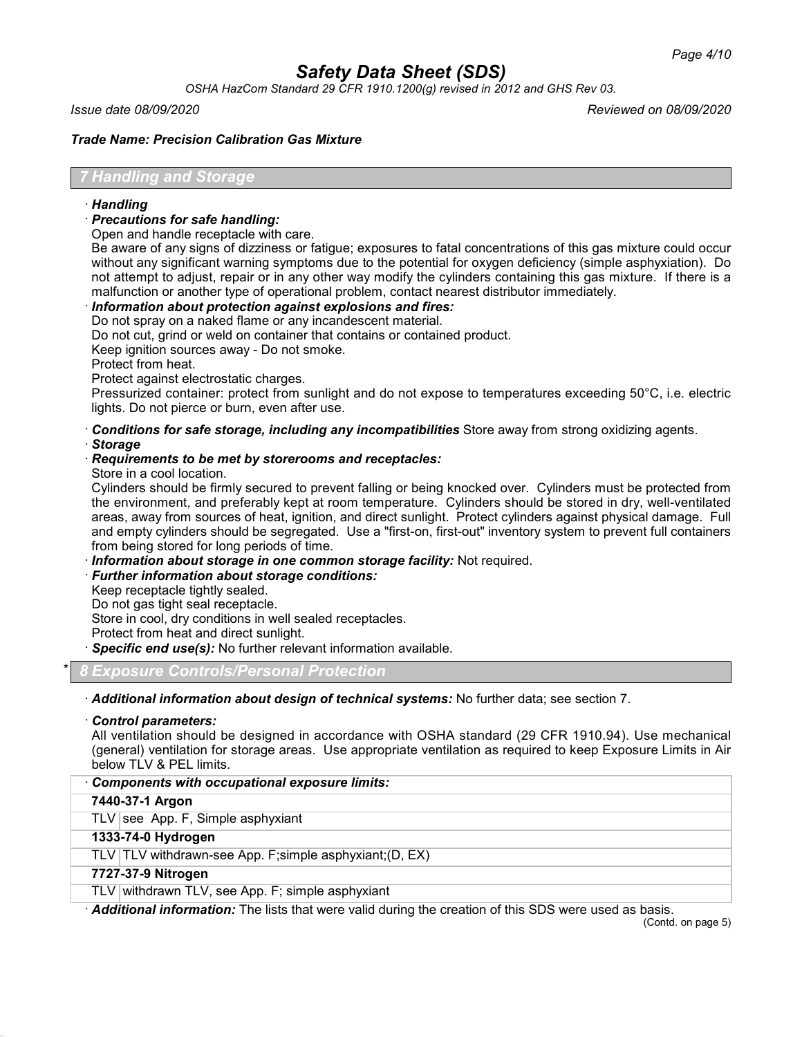# Safety Data Sheet (SDS)

*OSHA HazCom Standard 29 CFR 1910.1200(g) revised in 2012 and GHS Rev 03.*

*Issue date 08/09/2020* *Reviewed on 08/09/2020*

***Trade Name: Precision Calibration Gas Mixture***

## 7 Handling and Storage

· ***Handling***

· ***Precautions for safe handling:***

Open and handle receptacle with care.

Be aware of any signs of dizziness or fatigue; exposures to fatal concentrations of this gas mixture could occur without any significant warning symptoms due to the potential for oxygen deficiency (simple asphyxiation). Do not attempt to adjust, repair or in any other way modify the cylinders containing this gas mixture. If there is a malfunction or another type of operational problem, contact nearest distributor immediately.

· ***Information about protection against explosions and fires:***

Do not spray on a naked flame or any incandescent material.

Do not cut, grind or weld on container that contains or contained product.

Keep ignition sources away - Do not smoke.

Protect from heat.

Protect against electrostatic charges.

Pressurized container: protect from sunlight and do not expose to temperatures exceeding 50°C, i.e. electric lights. Do not pierce or burn, even after use.

· ***Conditions for safe storage, including any incompatibilities*** Store away from strong oxidizing agents.

· ***Storage***

· ***Requirements to be met by storerooms and receptacles:***

Store in a cool location.

Cylinders should be firmly secured to prevent falling or being knocked over. Cylinders must be protected from the environment, and preferably kept at room temperature. Cylinders should be stored in dry, well-ventilated areas, away from sources of heat, ignition, and direct sunlight. Protect cylinders against physical damage. Full and empty cylinders should be segregated. Use a "first-on, first-out" inventory system to prevent full containers from being stored for long periods of time.

· ***Information about storage in one common storage facility:*** Not required.

· ***Further information about storage conditions:***

Keep receptacle tightly sealed.

Do not gas tight seal receptacle.

Store in cool, dry conditions in well sealed receptacles.

Protect from heat and direct sunlight.

· ***Specific end use(s):*** No further relevant information available.

## * 8 Exposure Controls/Personal Protection

· ***Additional information about design of technical systems:*** No further data; see section 7.

· ***Control parameters:***

All ventilation should be designed in accordance with OSHA standard (29 CFR 1910.94). Use mechanical (general) ventilation for storage areas. Use appropriate ventilation as required to keep Exposure Limits in Air below TLV & PEL limits.

| · **Components with occupational exposure limits:** | |
|---|---|
| **7440-37-1 Argon** | |
| TLV | see App. F, Simple asphyxiant |
| **1333-74-0 Hydrogen** | |
| TLV | TLV withdrawn-see App. F;simple asphyxiant;(D, EX) |
| **7727-37-9 Nitrogen** | |
| TLV | withdrawn TLV, see App. F; simple asphyxiant |

· ***Additional information:*** The lists that were valid during the creation of this SDS were used as basis.

(Contd. on page 5)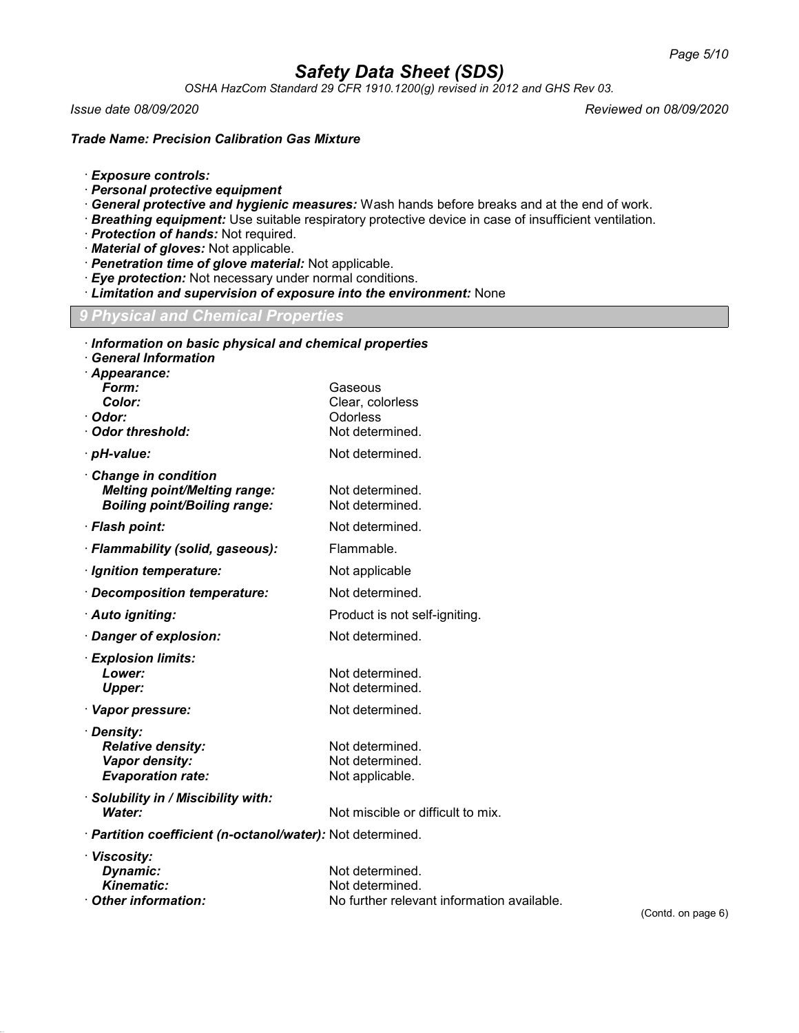· ***Exposure controls:***
· ***Personal protective equipment***
· ***General protective and hygienic measures:*** Wash hands before breaks and at the end of work.
· ***Breathing equipment:*** Use suitable respiratory protective device in case of insufficient ventilation.
· ***Protection of hands:*** Not required.
· ***Material of gloves:*** Not applicable.
· ***Penetration time of glove material:*** Not applicable.
· ***Eye protection:*** Not necessary under normal conditions.
· ***Limitation and supervision of exposure into the environment:*** None

## 9 Physical and Chemical Properties

· ***Information on basic physical and chemical properties***
· ***General Information***

| | |
|---|---|
| · ***Appearance:*** | |
| ***Form:*** | Gaseous |
| ***Color:*** | Clear, colorless |
| · ***Odor:*** | Odorless |
| · ***Odor threshold:*** | Not determined. |
| · ***pH-value:*** | Not determined. |
| · ***Change in condition*** | |
| ***Melting point/Melting range:*** | Not determined. |
| ***Boiling point/Boiling range:*** | Not determined. |
| · ***Flash point:*** | Not determined. |
| · ***Flammability (solid, gaseous):*** | Flammable. |
| · ***Ignition temperature:*** | Not applicable |
| · ***Decomposition temperature:*** | Not determined. |
| · ***Auto igniting:*** | Product is not self-igniting. |
| · ***Danger of explosion:*** | Not determined. |
| · ***Explosion limits:*** | |
| ***Lower:*** | Not determined. |
| ***Upper:*** | Not determined. |
| · ***Vapor pressure:*** | Not determined. |
| · ***Density:*** | |
| ***Relative density:*** | Not determined. |
| ***Vapor density:*** | Not determined. |
| ***Evaporation rate:*** | Not applicable. |
| · ***Solubility in / Miscibility with:*** | |
| ***Water:*** | Not miscible or difficult to mix. |
| · ***Partition coefficient (n-octanol/water):*** | Not determined. |
| · ***Viscosity:*** | |
| ***Dynamic:*** | Not determined. |
| ***Kinematic:*** | Not determined. |
| · ***Other information:*** | No further relevant information available. |

(Contd. on page 6)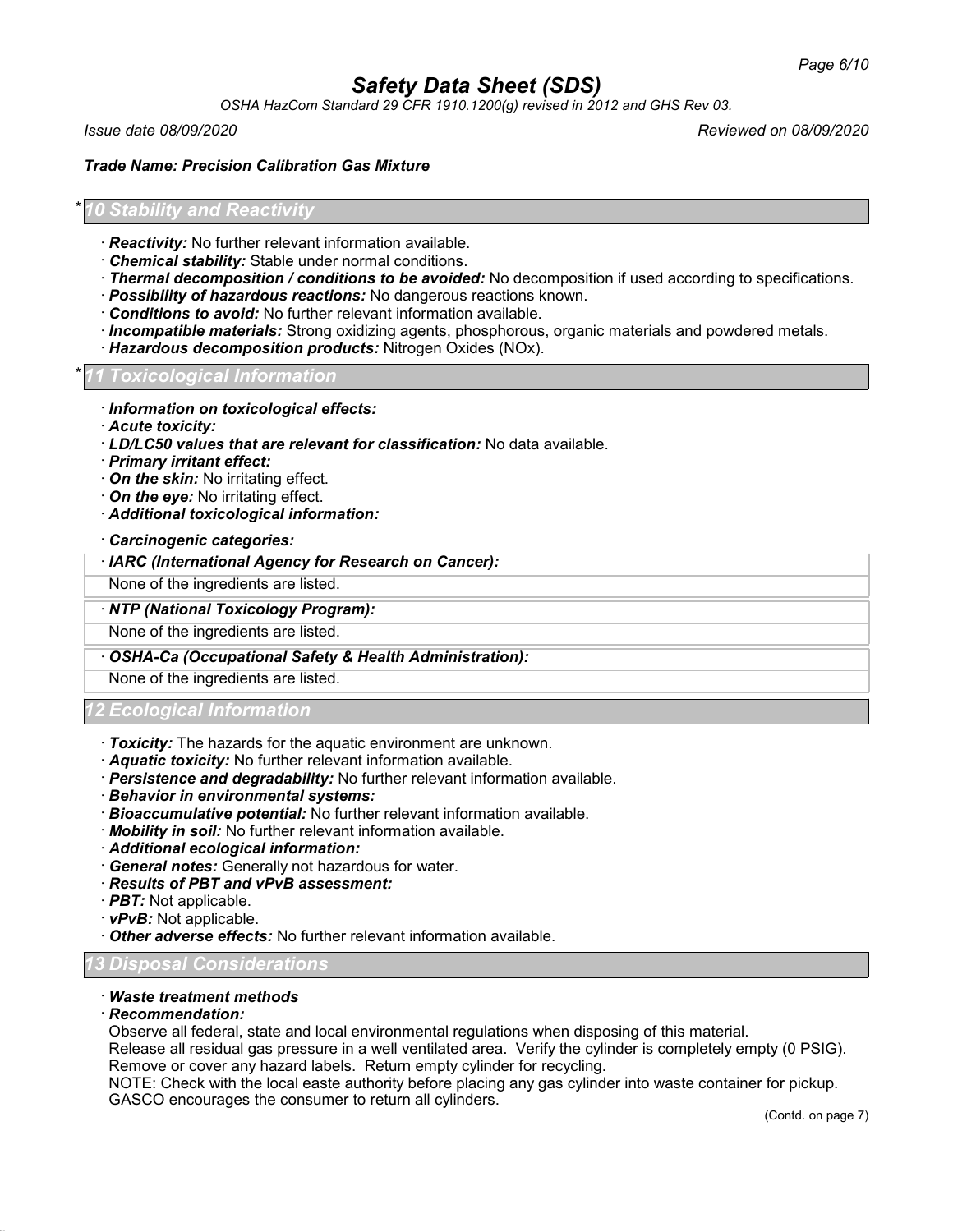# Safety Data Sheet (SDS)

*OSHA HazCom Standard 29 CFR 1910.1200(g) revised in 2012 and GHS Rev 03.*

*Issue date 08/09/2020* *Reviewed on 08/09/2020*

***Trade Name: Precision Calibration Gas Mixture***

## * 10 Stability and Reactivity

· ***Reactivity:*** No further relevant information available.
· ***Chemical stability:*** Stable under normal conditions.
· ***Thermal decomposition / conditions to be avoided:*** No decomposition if used according to specifications.
· ***Possibility of hazardous reactions:*** No dangerous reactions known.
· ***Conditions to avoid:*** No further relevant information available.
· ***Incompatible materials:*** Strong oxidizing agents, phosphorous, organic materials and powdered metals.
· ***Hazardous decomposition products:*** Nitrogen Oxides (NOx).

## * 11 Toxicological Information

· ***Information on toxicological effects:***
· ***Acute toxicity:***
· ***LD/LC50 values that are relevant for classification:*** No data available.
· ***Primary irritant effect:***
· ***On the skin:*** No irritating effect.
· ***On the eye:*** No irritating effect.
· ***Additional toxicological information:***

· ***Carcinogenic categories:***

· ***IARC (International Agency for Research on Cancer):***

None of the ingredients are listed.

· ***NTP (National Toxicology Program):***

None of the ingredients are listed.

· ***OSHA-Ca (Occupational Safety & Health Administration):***

None of the ingredients are listed.

## 12 Ecological Information

· ***Toxicity:*** The hazards for the aquatic environment are unknown.
· ***Aquatic toxicity:*** No further relevant information available.
· ***Persistence and degradability:*** No further relevant information available.
· ***Behavior in environmental systems:***
· ***Bioaccumulative potential:*** No further relevant information available.
· ***Mobility in soil:*** No further relevant information available.
· ***Additional ecological information:***
· ***General notes:*** Generally not hazardous for water.
· ***Results of PBT and vPvB assessment:***
· ***PBT:*** Not applicable.
· ***vPvB:*** Not applicable.
· ***Other adverse effects:*** No further relevant information available.

## 13 Disposal Considerations

· ***Waste treatment methods***
· ***Recommendation:***

Observe all federal, state and local environmental regulations when disposing of this material.
Release all residual gas pressure in a well ventilated area. Verify the cylinder is completely empty (0 PSIG).
Remove or cover any hazard labels. Return empty cylinder for recycling.
NOTE: Check with the local easte authority before placing any gas cylinder into waste container for pickup.
GASCO encourages the consumer to return all cylinders.

(Contd. on page 7)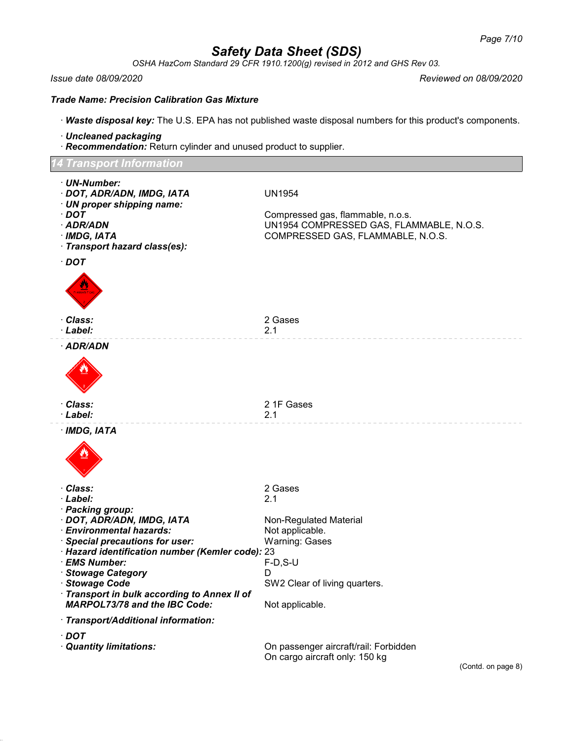**Trade Name: Precision Calibration Gas Mixture**

· **Waste disposal key:** The U.S. EPA has not published waste disposal numbers for this product's components.

· **Uncleaned packaging**
· **Recommendation:** Return cylinder and unused product to supplier.

## 14 Transport Information

· **UN-Number:**
· **DOT, ADR/ADN, IMDG, IATA** UN1954
· **UN proper shipping name:**
· **DOT** Compressed gas, flammable, n.o.s.
· **ADR/ADN** UN1954 COMPRESSED GAS, FLAMMABLE, N.O.S.
· **IMDG, IATA** COMPRESSED GAS, FLAMMABLE, N.O.S.
· **Transport hazard class(es):**

· **DOT**

· **Class:** 2 Gases
· **Label:** 2.1

· **ADR/ADN**

· **Class:** 2 1F Gases
· **Label:** 2.1

· **IMDG, IATA**

· **Class:** 2 Gases
· **Label:** 2.1
· **Packing group:**
· **DOT, ADR/ADN, IMDG, IATA** Non-Regulated Material
· **Environmental hazards:** Not applicable.
· **Special precautions for user:** Warning: Gases
· **Hazard identification number (Kemler code):** 23
· **EMS Number:** F-D,S-U
· **Stowage Category** D
· **Stowage Code** SW2 Clear of living quarters.
· **Transport in bulk according to Annex II of MARPOL73/78 and the IBC Code:** Not applicable.

· **Transport/Additional information:**

· **DOT**
· **Quantity limitations:** On passenger aircraft/rail: Forbidden
On cargo aircraft only: 150 kg

(Contd. on page 8)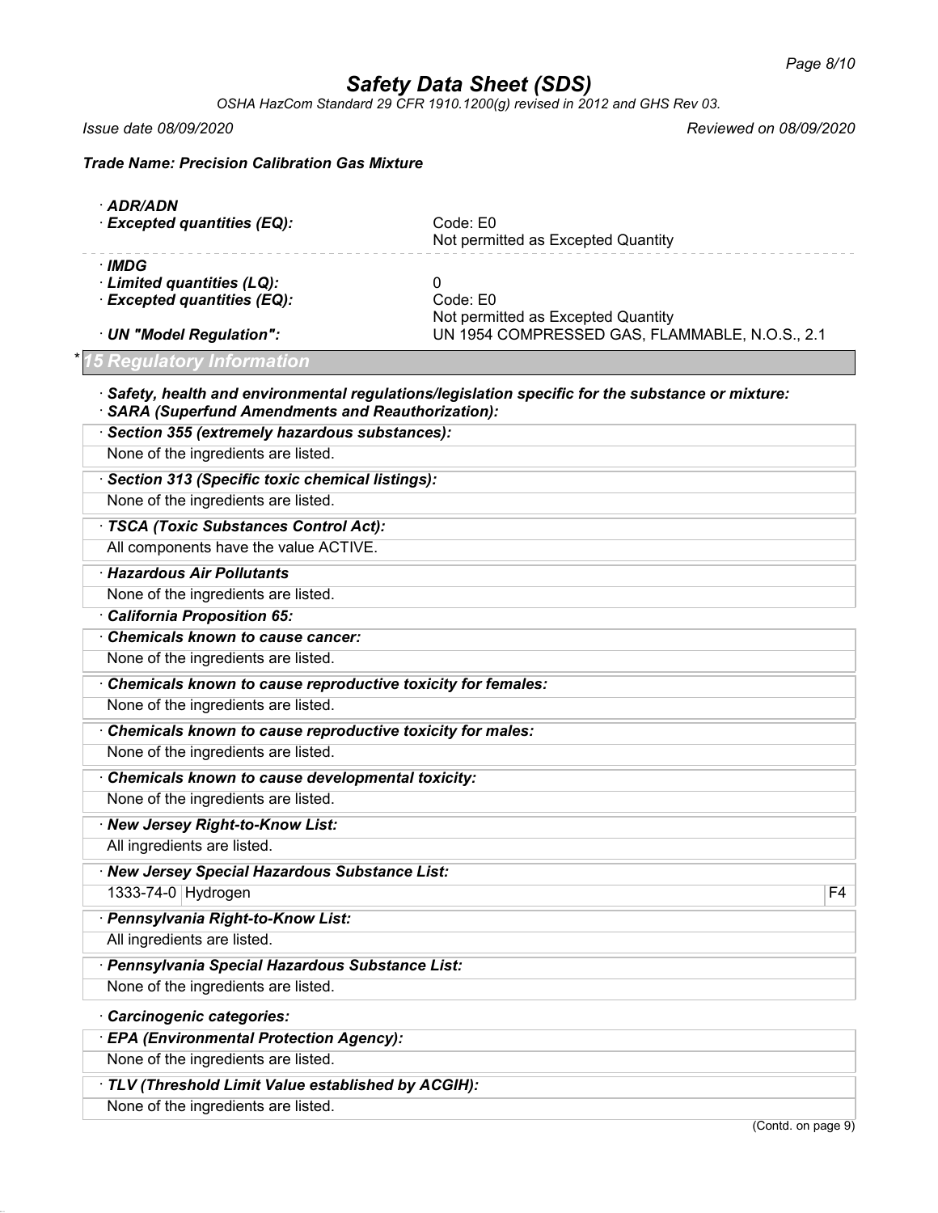# Safety Data Sheet (SDS)

*OSHA HazCom Standard 29 CFR 1910.1200(g) revised in 2012 and GHS Rev 03.*

*Issue date 08/09/2020* *Reviewed on 08/09/2020*

***Trade Name: Precision Calibration Gas Mixture***

· ***ADR/ADN***

· ***Excepted quantities (EQ):*** Code: E0
Not permitted as Excepted Quantity

· ***IMDG***

· ***Limited quantities (LQ):*** 0

· ***Excepted quantities (EQ):*** Code: E0
Not permitted as Excepted Quantity

· ***UN "Model Regulation":*** UN 1954 COMPRESSED GAS, FLAMMABLE, N.O.S., 2.1

## * 15 Regulatory Information

· ***Safety, health and environmental regulations/legislation specific for the substance or mixture:***

· ***SARA (Superfund Amendments and Reauthorization):***

· ***Section 355 (extremely hazardous substances):***

None of the ingredients are listed.

· ***Section 313 (Specific toxic chemical listings):***

None of the ingredients are listed.

· ***TSCA (Toxic Substances Control Act):***

All components have the value ACTIVE.

· ***Hazardous Air Pollutants***

None of the ingredients are listed.

· ***California Proposition 65:***

· ***Chemicals known to cause cancer:***

None of the ingredients are listed.

· ***Chemicals known to cause reproductive toxicity for females:***

None of the ingredients are listed.

· ***Chemicals known to cause reproductive toxicity for males:***

None of the ingredients are listed.

· ***Chemicals known to cause developmental toxicity:***

None of the ingredients are listed.

· ***New Jersey Right-to-Know List:***

All ingredients are listed.

· ***New Jersey Special Hazardous Substance List:***

| | | |
|---|---|---|
| 1333-74-0 | Hydrogen | F4 |

· ***Pennsylvania Right-to-Know List:***

All ingredients are listed.

· ***Pennsylvania Special Hazardous Substance List:***

None of the ingredients are listed.

· ***Carcinogenic categories:***

· ***EPA (Environmental Protection Agency):***

None of the ingredients are listed.

· ***TLV (Threshold Limit Value established by ACGIH):***

None of the ingredients are listed.

(Contd. on page 9)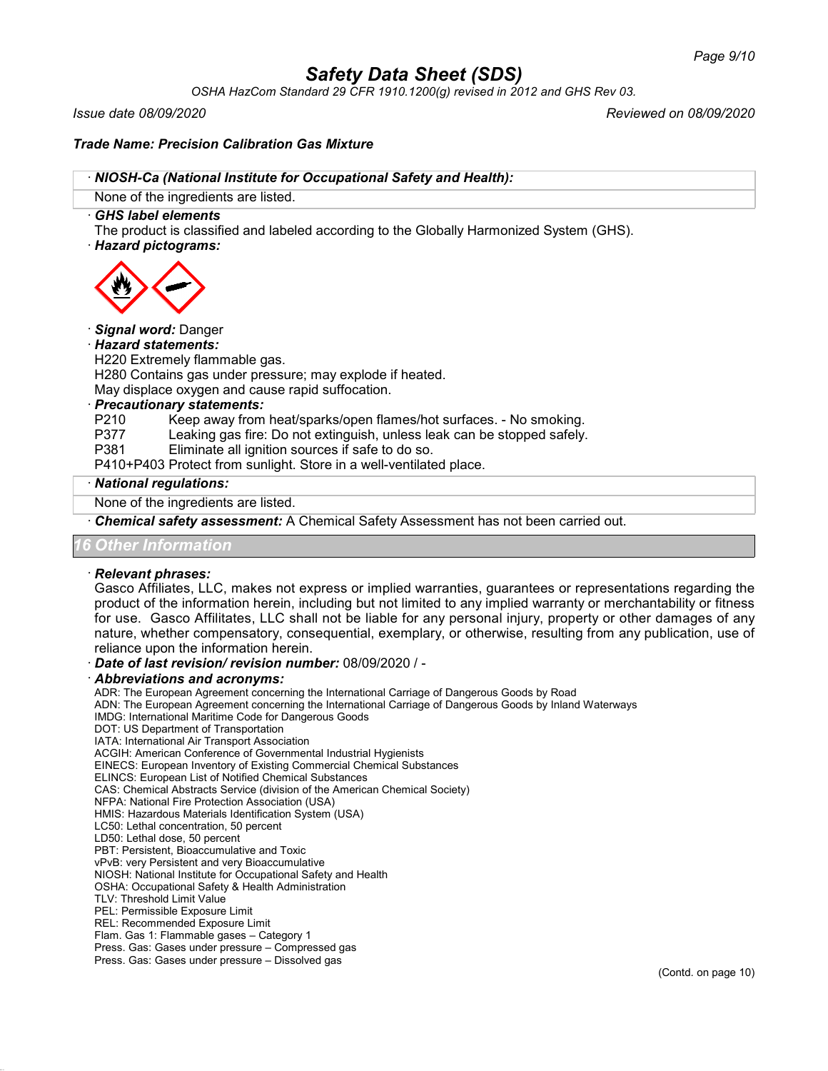# Safety Data Sheet (SDS)

*OSHA HazCom Standard 29 CFR 1910.1200(g) revised in 2012 and GHS Rev 03.*

*Issue date 08/09/2020* *Reviewed on 08/09/2020*

***Trade Name: Precision Calibration Gas Mixture***

· ***NIOSH-Ca (National Institute for Occupational Safety and Health):***

None of the ingredients are listed.

· ***GHS label elements***

The product is classified and labeled according to the Globally Harmonized System (GHS).

· ***Hazard pictograms:***

· ***Signal word:*** Danger

· ***Hazard statements:***

H220 Extremely flammable gas.
H280 Contains gas under pressure; may explode if heated.
May displace oxygen and cause rapid suffocation.

· ***Precautionary statements:***

P210 Keep away from heat/sparks/open flames/hot surfaces. - No smoking.
P377 Leaking gas fire: Do not extinguish, unless leak can be stopped safely.
P381 Eliminate all ignition sources if safe to do so.
P410+P403 Protect from sunlight. Store in a well-ventilated place.

· ***National regulations:***

None of the ingredients are listed.

· ***Chemical safety assessment:*** A Chemical Safety Assessment has not been carried out.

## *16 Other Information*

· ***Relevant phrases:***

Gasco Affiliates, LLC, makes not express or implied warranties, guarantees or representations regarding the product of the information herein, including but not limited to any implied warranty or merchantability or fitness for use. Gasco Affilitates, LLC shall not be liable for any personal injury, property or other damages of any nature, whether compensatory, consequential, exemplary, or otherwise, resulting from any publication, use of reliance upon the information herein.

· ***Date of last revision/ revision number:*** 08/09/2020 / -

· ***Abbreviations and acronyms:***

ADR: The European Agreement concerning the International Carriage of Dangerous Goods by Road
ADN: The European Agreement concerning the International Carriage of Dangerous Goods by Inland Waterways
IMDG: International Maritime Code for Dangerous Goods
DOT: US Department of Transportation
IATA: International Air Transport Association
ACGIH: American Conference of Governmental Industrial Hygienists
EINECS: European Inventory of Existing Commercial Chemical Substances
ELINCS: European List of Notified Chemical Substances
CAS: Chemical Abstracts Service (division of the American Chemical Society)
NFPA: National Fire Protection Association (USA)
HMIS: Hazardous Materials Identification System (USA)
LC50: Lethal concentration, 50 percent
LD50: Lethal dose, 50 percent
PBT: Persistent, Bioaccumulative and Toxic
vPvB: very Persistent and very Bioaccumulative
NIOSH: National Institute for Occupational Safety and Health
OSHA: Occupational Safety & Health Administration
TLV: Threshold Limit Value
PEL: Permissible Exposure Limit
REL: Recommended Exposure Limit
Flam. Gas 1: Flammable gases – Category 1
Press. Gas: Gases under pressure – Compressed gas
Press. Gas: Gases under pressure – Dissolved gas

(Contd. on page 10)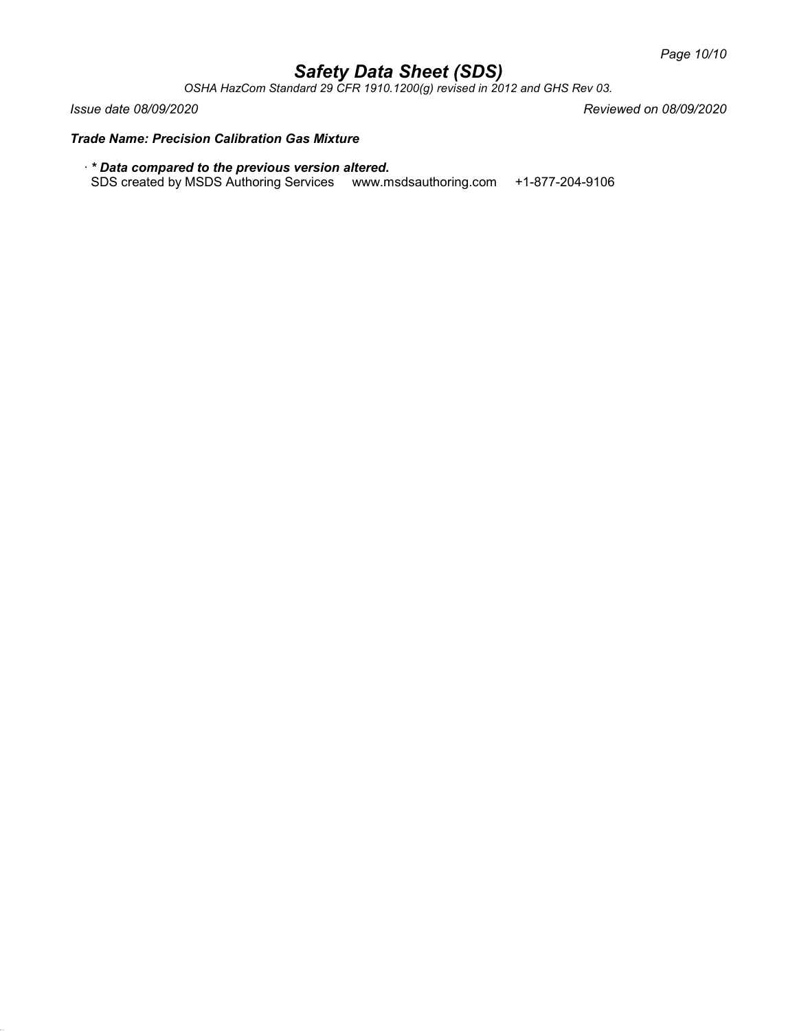· ***** *Data compared to the previous version altered.*
SDS created by MSDS Authoring Services www.msdsauthoring.com +1-877-204-9106